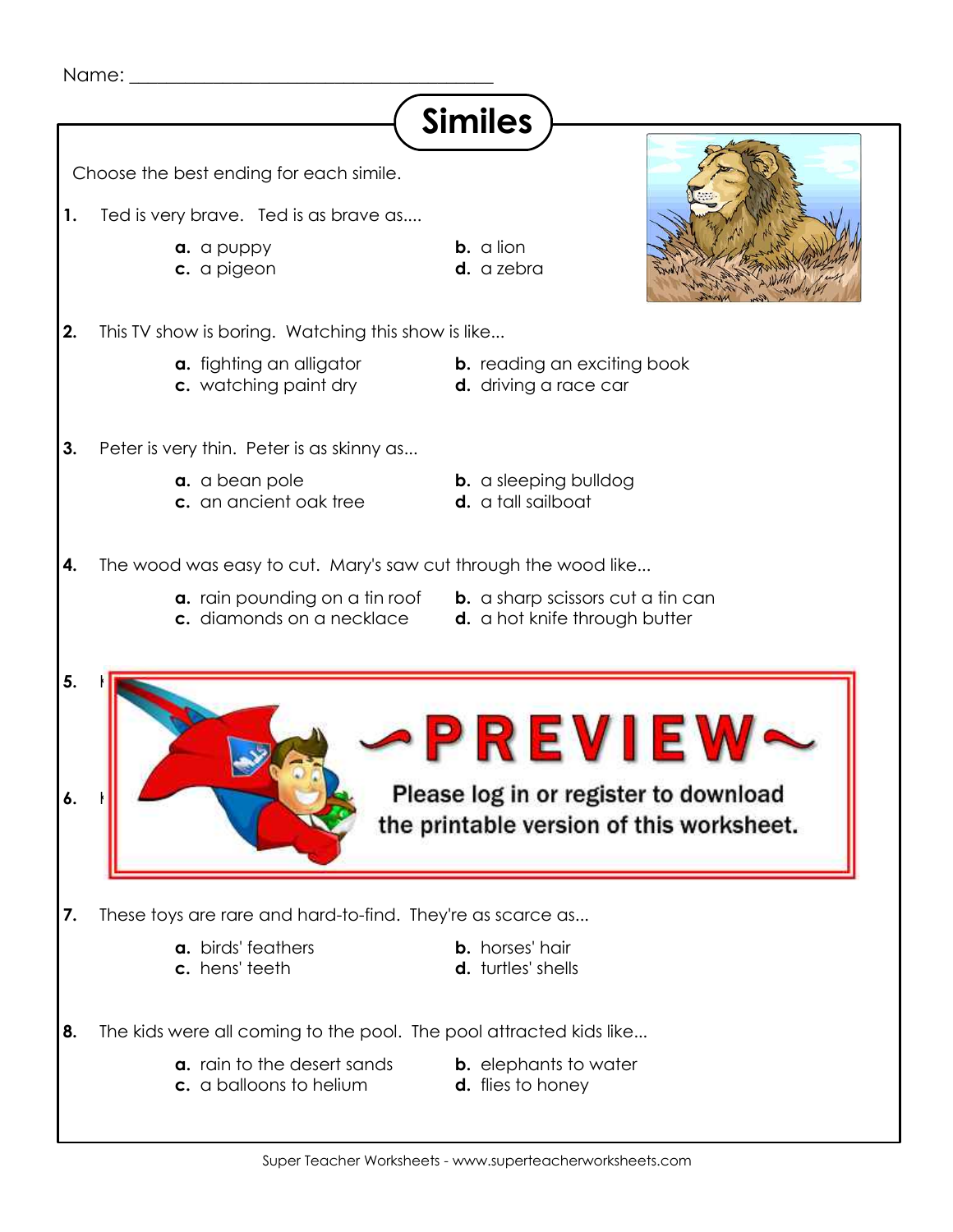Name: ______________________________________

# Similes

Choose the best ending for each simile.

**1.** Ted is very brave. Ted is as brave as....

- **a.** a puppy
- **b.** a lion
- **c.** a pigeon
- **d.** a zebra

**2.** This TV show is boring. Watching this show is like...

- **a.** fighting an alligator
- **b.** reading an exciting book
- **c.** watching paint dry
- **d.** driving a race car

**3.** Peter is very thin. Peter is as skinny as...

- **a.** a bean pole
- **b.** a sleeping bulldog
- **c.** an ancient oak tree
- **d.** a tall sailboat

**4.** The wood was easy to cut. Mary's saw cut through the wood like...

- **a.** rain pounding on a tin roof
- **b.** a sharp scissors cut a tin can
- **c.** diamonds on a necklace
- **d.** a hot knife through butter

**5.** I

**6.** I

PREVIEW

Please log in or register to download the printable version of this worksheet.

**7.** These toys are rare and hard-to-find. They're as scarce as...

- **a.** birds' feathers
- **b.** horses' hair
- **c.** hens' teeth
- **d.** turtles' shells

**8.** The kids were all coming to the pool. The pool attracted kids like...

- **a.** rain to the desert sands
- **b.** elephants to water
- **c.** a balloons to helium
- **d.** flies to honey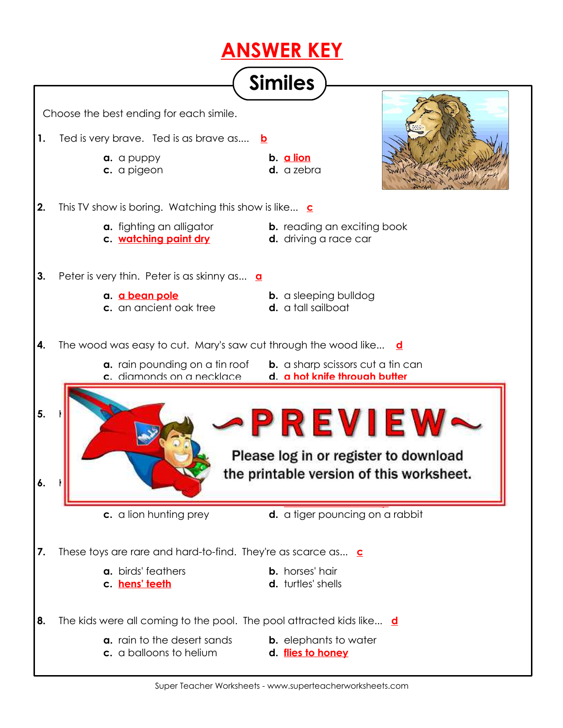# ANSWER KEY

## Similes

Choose the best ending for each simile.

**1.** Ted is very brave. Ted is as brave as.... **b**

**a.** a puppy
**b.** **a lion**
**c.** a pigeon
**d.** a zebra

**2.** This TV show is boring. Watching this show is like... **c**

**a.** fighting an alligator
**b.** reading an exciting book
**c.** **watching paint dry**
**d.** driving a race car

**3.** Peter is very thin. Peter is as skinny as... **a**

**a.** **a bean pole**
**b.** a sleeping bulldog
**c.** an ancient oak tree
**d.** a tall sailboat

**4.** The wood was easy to cut. Mary's saw cut through the wood like... **d**

**a.** rain pounding on a tin roof
**b.** a sharp scissors cut a tin can
**c.** diamonds on a necklace
**d.** **a hot knife through butter**

**5.** I

**6.** I

**c.** a lion hunting prey
**d.** a tiger pouncing on a rabbit

~PREVIEW~

Please log in or register to download the printable version of this worksheet.

**7.** These toys are rare and hard-to-find. They're as scarce as... **c**

**a.** birds' feathers
**b.** horses' hair
**c.** **hens' teeth**
**d.** turtles' shells

**8.** The kids were all coming to the pool. The pool attracted kids like... **d**

**a.** rain to the desert sands
**b.** elephants to water
**c.** a balloons to helium
**d.** **flies to honey**

Super Teacher Worksheets - www.superteacherworksheets.com